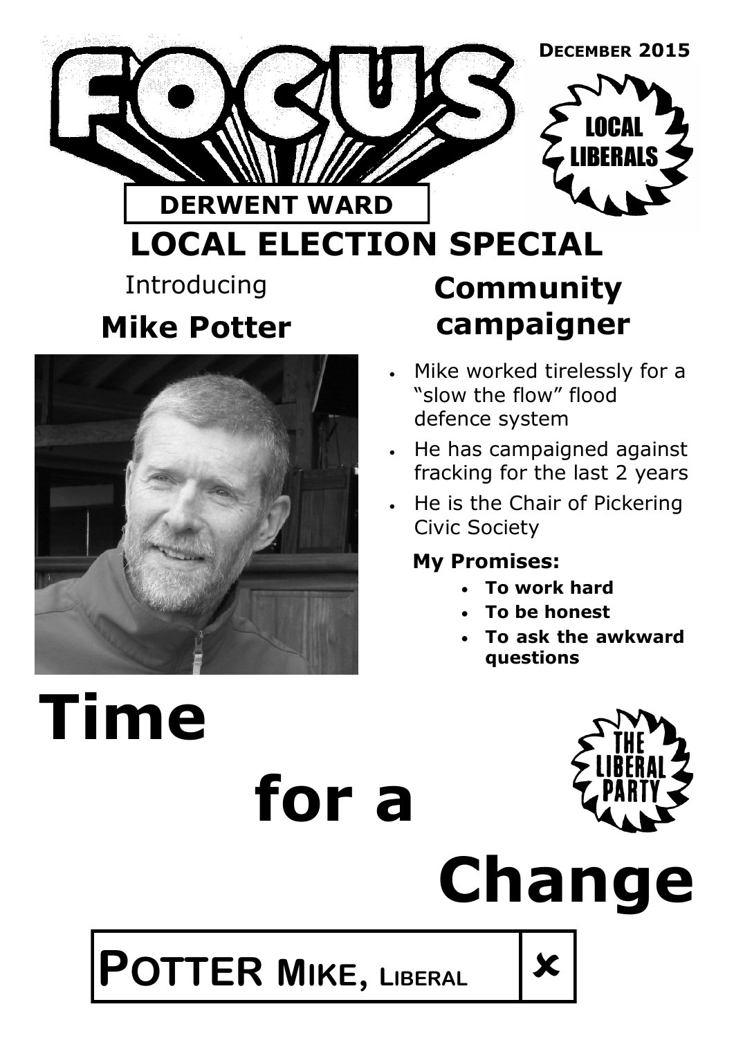# FOCUS

**DECEMBER 2015**

LOCAL LIBERALS

**DERWENT WARD**

## LOCAL ELECTION SPECIAL

Introducing

## Mike Potter

## Community campaigner

- Mike worked tirelessly for a "slow the flow" flood defence system
- He has campaigned against fracking for the last 2 years
- He is the Chair of Pickering Civic Society

**My Promises:**

- **To work hard**
- **To be honest**
- **To ask the awkward questions**

# Time for a Change

THE LIBERAL PARTY

| POTTER MIKE, LIBERAL | ✘ |
|---|---|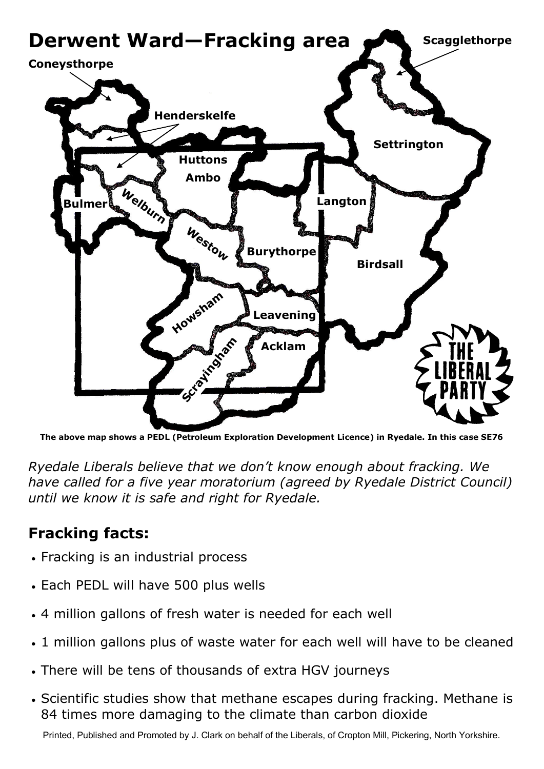# Derwent Ward—Fracking area

Coneysthorpe
Scagglethorpe
Henderskelfe
Settrington
Huttons Ambo
Bulmer
Welburn
Langton
Westow
Burythorpe
Birdsall
Howsham
Leavening
Acklam
Scrayingham

THE LIBERAL PARTY

**The above map shows a PEDL (Petroleum Exploration Development Licence) in Ryedale. In this case SE76**

*Ryedale Liberals believe that we don't know enough about fracking. We have called for a five year moratorium (agreed by Ryedale District Council) until we know it is safe and right for Ryedale.*

## Fracking facts:

- Fracking is an industrial process
- Each PEDL will have 500 plus wells
- 4 million gallons of fresh water is needed for each well
- 1 million gallons plus of waste water for each well will have to be cleaned
- There will be tens of thousands of extra HGV journeys
- Scientific studies show that methane escapes during fracking. Methane is 84 times more damaging to the climate than carbon dioxide

Printed, Published and Promoted by J. Clark on behalf of the Liberals, of Cropton Mill, Pickering, North Yorkshire.